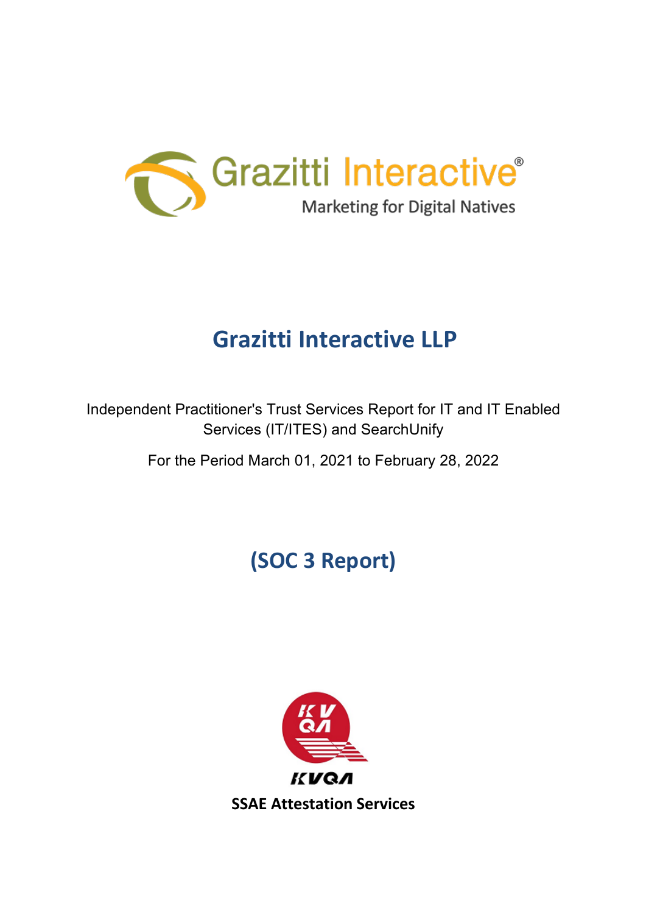Grazitti Interactive®

Marketing for Digital Natives

# Grazitti Interactive LLP

Independent Practitioner's Trust Services Report for IT and IT Enabled Services (IT/ITES) and SearchUnify

For the Period March 01, 2021 to February 28, 2022

## (SOC 3 Report)

KVQA

**SSAE Attestation Services**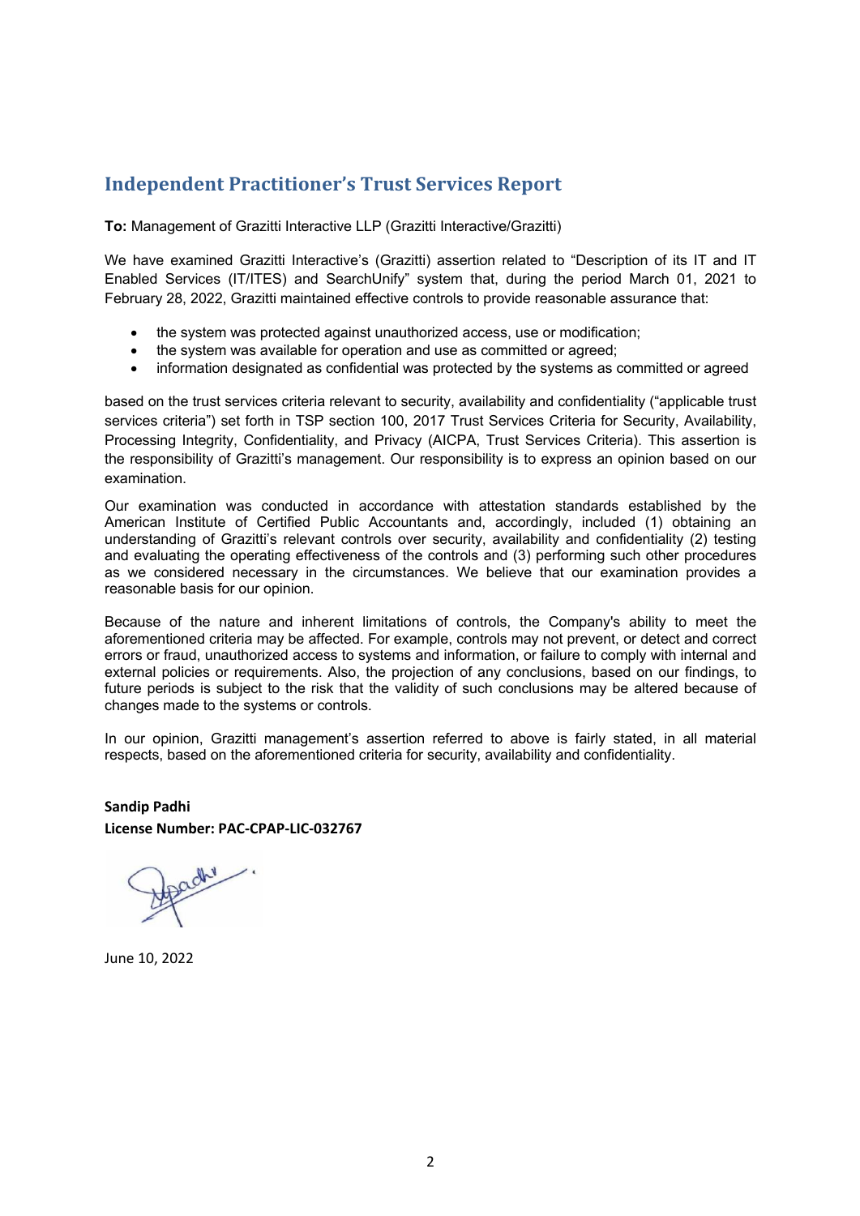## Independent Practitioner's Trust Services Report

**To:** Management of Grazitti Interactive LLP (Grazitti Interactive/Grazitti)

We have examined Grazitti Interactive's (Grazitti) assertion related to "Description of its IT and IT Enabled Services (IT/ITES) and SearchUnify" system that, during the period March 01, 2021 to February 28, 2022, Grazitti maintained effective controls to provide reasonable assurance that:

- the system was protected against unauthorized access, use or modification;
- the system was available for operation and use as committed or agreed;
- information designated as confidential was protected by the systems as committed or agreed

based on the trust services criteria relevant to security, availability and confidentiality ("applicable trust services criteria") set forth in TSP section 100, 2017 Trust Services Criteria for Security, Availability, Processing Integrity, Confidentiality, and Privacy (AICPA, Trust Services Criteria). This assertion is the responsibility of Grazitti's management. Our responsibility is to express an opinion based on our examination.

Our examination was conducted in accordance with attestation standards established by the American Institute of Certified Public Accountants and, accordingly, included (1) obtaining an understanding of Grazitti's relevant controls over security, availability and confidentiality (2) testing and evaluating the operating effectiveness of the controls and (3) performing such other procedures as we considered necessary in the circumstances. We believe that our examination provides a reasonable basis for our opinion.

Because of the nature and inherent limitations of controls, the Company's ability to meet the aforementioned criteria may be affected. For example, controls may not prevent, or detect and correct errors or fraud, unauthorized access to systems and information, or failure to comply with internal and external policies or requirements. Also, the projection of any conclusions, based on our findings, to future periods is subject to the risk that the validity of such conclusions may be altered because of changes made to the systems or controls.

In our opinion, Grazitti management's assertion referred to above is fairly stated, in all material respects, based on the aforementioned criteria for security, availability and confidentiality.

**Sandip Padhi**
**License Number: PAC-CPAP-LIC-032767**

June 10, 2022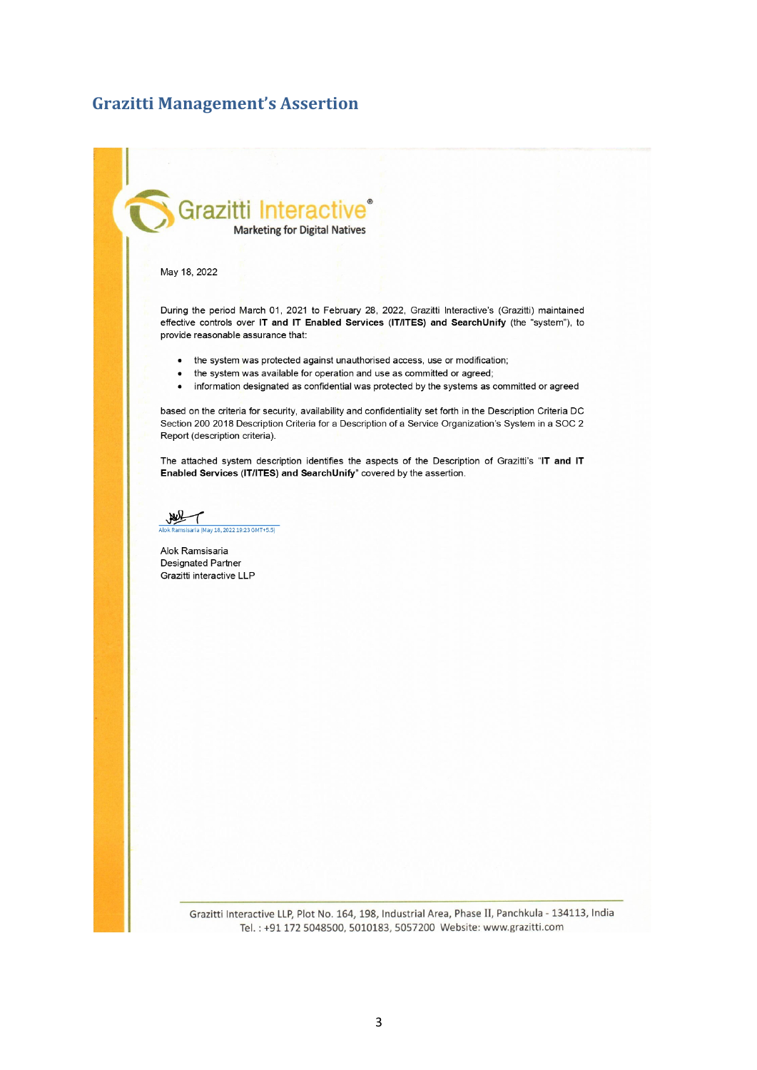## Grazitti Management's Assertion

Grazitti Interactive®
Marketing for Digital Natives

May 18, 2022

During the period March 01, 2021 to February 28, 2022, Grazitti Interactive's (Grazitti) maintained effective controls over **IT and IT Enabled Services (IT/ITES) and SearchUnify** (the "system"), to provide reasonable assurance that:

- the system was protected against unauthorised access, use or modification;
- the system was available for operation and use as committed or agreed;
- information designated as confidential was protected by the systems as committed or agreed

based on the criteria for security, availability and confidentiality set forth in the Description Criteria DC Section 200 2018 Description Criteria for a Description of a Service Organization's System in a SOC 2 Report (description criteria).

The attached system description identifies the aspects of the Description of Grazitti's "**IT and IT Enabled Services (IT/ITES) and SearchUnify**" covered by the assertion.

Alok Ramsisaria (May 18, 2022 19:23 GMT+5.5)

Alok Ramsisaria
Designated Partner
Grazitti interactive LLP

Grazitti Interactive LLP, Plot No. 164, 198, Industrial Area, Phase II, Panchkula - 134113, India
Tel. : +91 172 5048500, 5010183, 5057200 Website: www.grazitti.com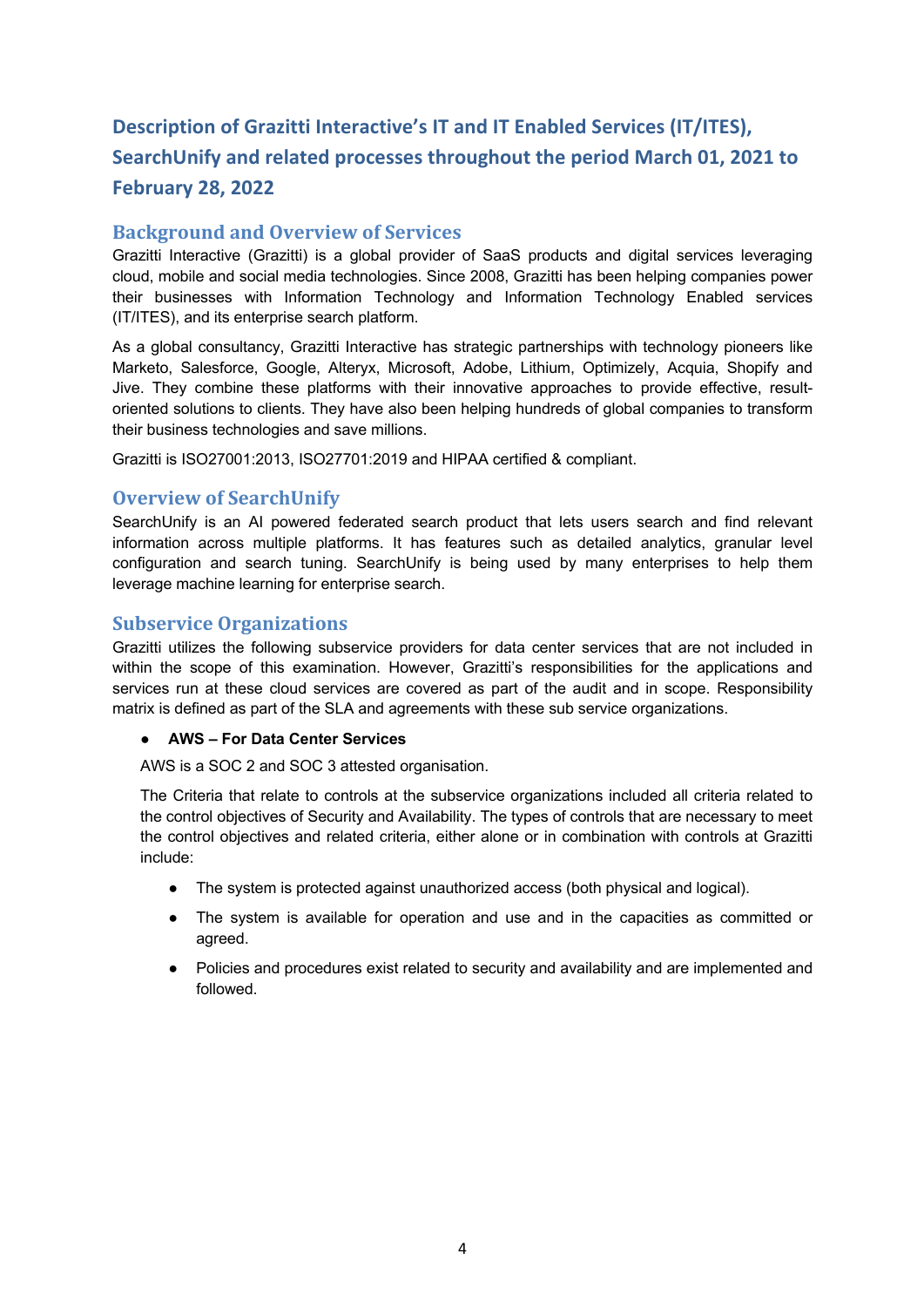# Description of Grazitti Interactive's IT and IT Enabled Services (IT/ITES), SearchUnify and related processes throughout the period March 01, 2021 to February 28, 2022

## Background and Overview of Services

Grazitti Interactive (Grazitti) is a global provider of SaaS products and digital services leveraging cloud, mobile and social media technologies. Since 2008, Grazitti has been helping companies power their businesses with Information Technology and Information Technology Enabled services (IT/ITES), and its enterprise search platform.

As a global consultancy, Grazitti Interactive has strategic partnerships with technology pioneers like Marketo, Salesforce, Google, Alteryx, Microsoft, Adobe, Lithium, Optimizely, Acquia, Shopify and Jive. They combine these platforms with their innovative approaches to provide effective, result-oriented solutions to clients. They have also been helping hundreds of global companies to transform their business technologies and save millions.

Grazitti is ISO27001:2013, ISO27701:2019 and HIPAA certified & compliant.

## Overview of SearchUnify

SearchUnify is an AI powered federated search product that lets users search and find relevant information across multiple platforms. It has features such as detailed analytics, granular level configuration and search tuning. SearchUnify is being used by many enterprises to help them leverage machine learning for enterprise search.

## Subservice Organizations

Grazitti utilizes the following subservice providers for data center services that are not included in within the scope of this examination. However, Grazitti's responsibilities for the applications and services run at these cloud services are covered as part of the audit and in scope. Responsibility matrix is defined as part of the SLA and agreements with these sub service organizations.

- **AWS – For Data Center Services**

  AWS is a SOC 2 and SOC 3 attested organisation.

  The Criteria that relate to controls at the subservice organizations included all criteria related to the control objectives of Security and Availability. The types of controls that are necessary to meet the control objectives and related criteria, either alone or in combination with controls at Grazitti include:

  - The system is protected against unauthorized access (both physical and logical).
  - The system is available for operation and use and in the capacities as committed or agreed.
  - Policies and procedures exist related to security and availability and are implemented and followed.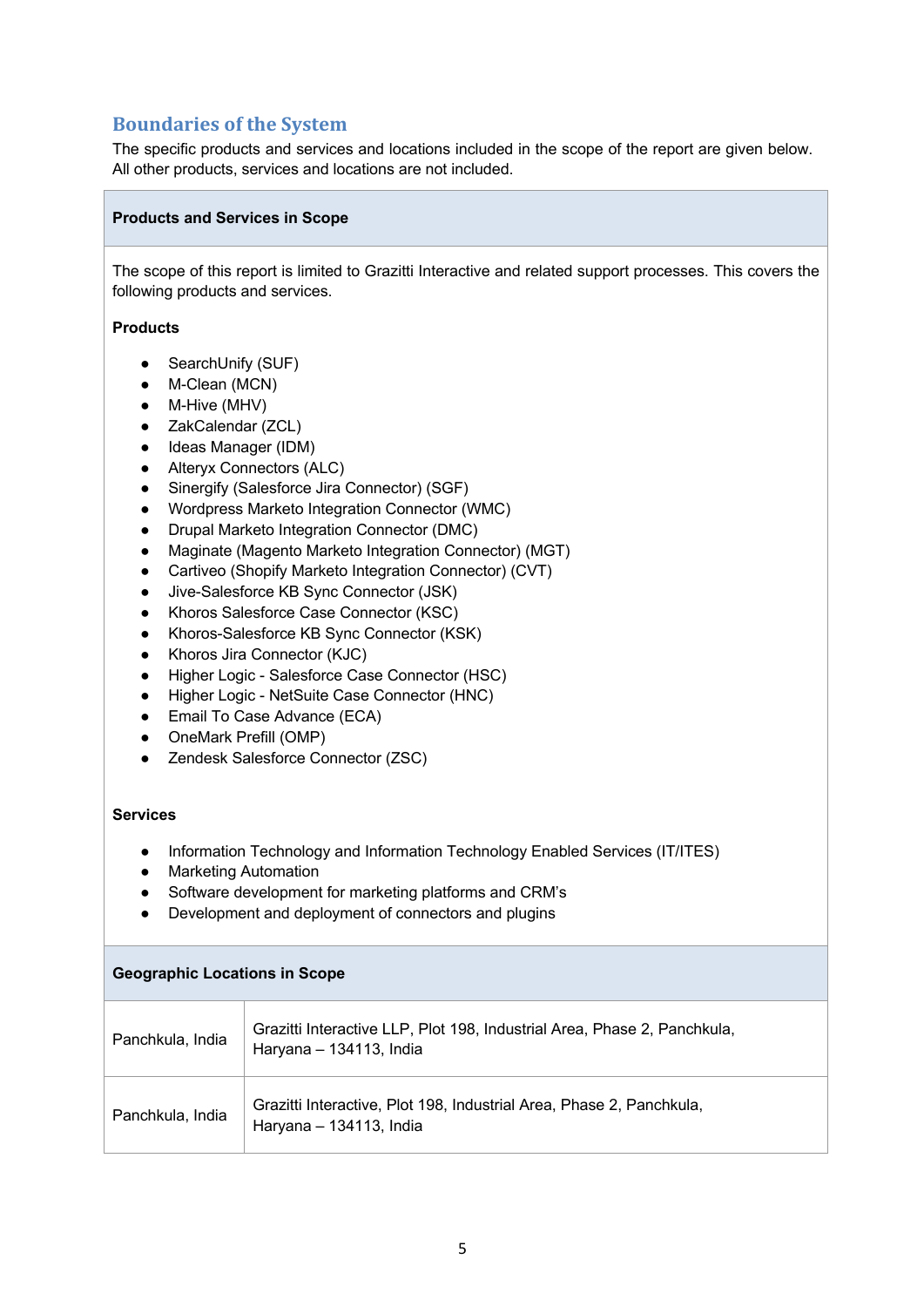## Boundaries of the System

The specific products and services and locations included in the scope of the report are given below. All other products, services and locations are not included.

### Products and Services in Scope

The scope of this report is limited to Grazitti Interactive and related support processes. This covers the following products and services.

**Products**

- SearchUnify (SUF)
- M-Clean (MCN)
- M-Hive (MHV)
- ZakCalendar (ZCL)
- Ideas Manager (IDM)
- Alteryx Connectors (ALC)
- Sinergify (Salesforce Jira Connector) (SGF)
- Wordpress Marketo Integration Connector (WMC)
- Drupal Marketo Integration Connector (DMC)
- Maginate (Magento Marketo Integration Connector) (MGT)
- Cartiveo (Shopify Marketo Integration Connector) (CVT)
- Jive-Salesforce KB Sync Connector (JSK)
- Khoros Salesforce Case Connector (KSC)
- Khoros-Salesforce KB Sync Connector (KSK)
- Khoros Jira Connector (KJC)
- Higher Logic - Salesforce Case Connector (HSC)
- Higher Logic - NetSuite Case Connector (HNC)
- Email To Case Advance (ECA)
- OneMark Prefill (OMP)
- Zendesk Salesforce Connector (ZSC)

**Services**

- Information Technology and Information Technology Enabled Services (IT/ITES)
- Marketing Automation
- Software development for marketing platforms and CRM's
- Development and deployment of connectors and plugins

### Geographic Locations in Scope

| | |
|---|---|
| Panchkula, India | Grazitti Interactive LLP, Plot 198, Industrial Area, Phase 2, Panchkula, Haryana – 134113, India |
| Panchkula, India | Grazitti Interactive, Plot 198, Industrial Area, Phase 2, Panchkula, Haryana – 134113, India |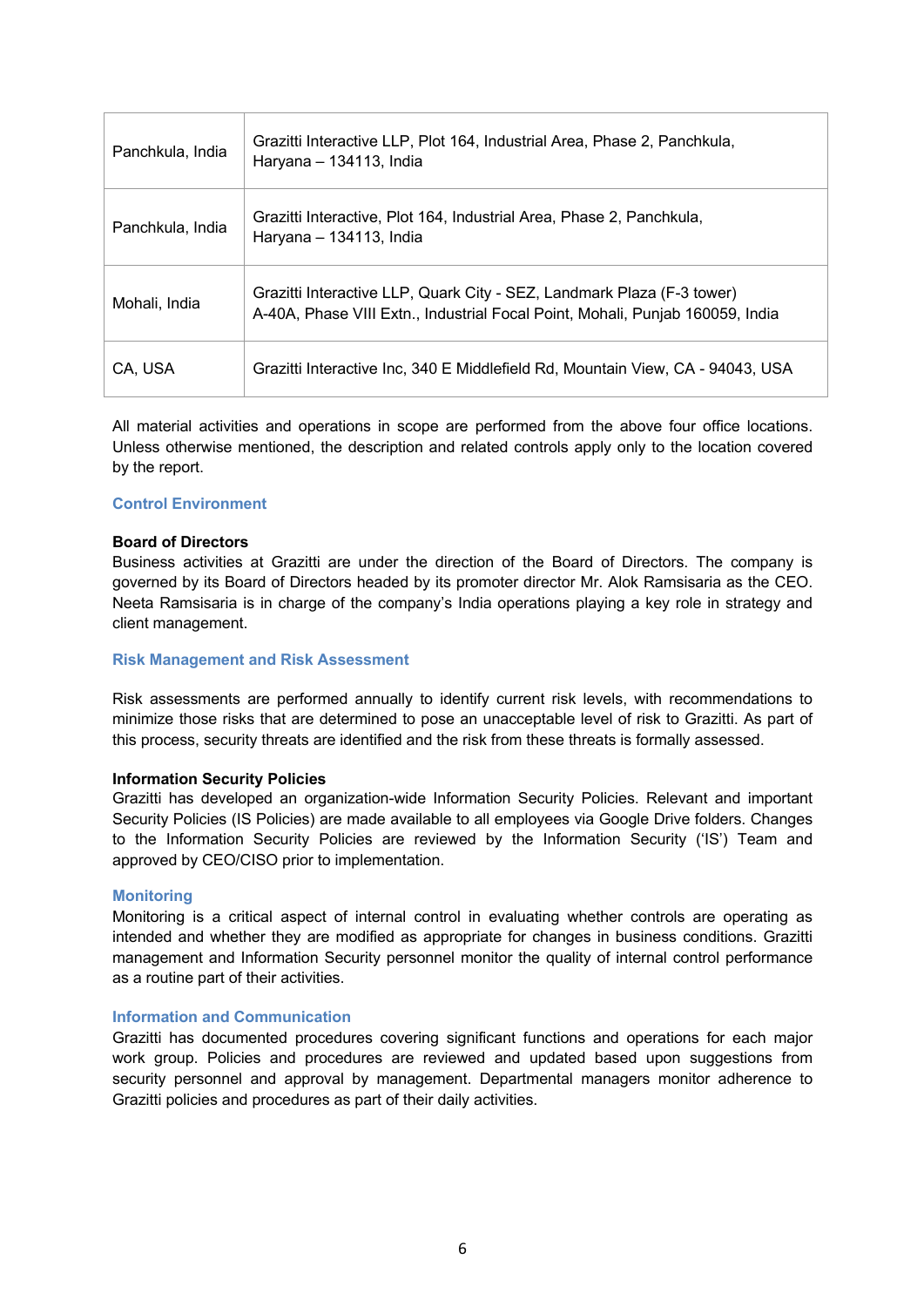| Panchkula, India | Grazitti Interactive LLP, Plot 164, Industrial Area, Phase 2, Panchkula, Haryana – 134113, India |
|---|---|
| Panchkula, India | Grazitti Interactive, Plot 164, Industrial Area, Phase 2, Panchkula, Haryana – 134113, India |
| Mohali, India | Grazitti Interactive LLP, Quark City - SEZ, Landmark Plaza (F-3 tower) A-40A, Phase VIII Extn., Industrial Focal Point, Mohali, Punjab 160059, India |
| CA, USA | Grazitti Interactive Inc, 340 E Middlefield Rd, Mountain View, CA - 94043, USA |

All material activities and operations in scope are performed from the above four office locations. Unless otherwise mentioned, the description and related controls apply only to the location covered by the report.

## Control Environment

**Board of Directors**

Business activities at Grazitti are under the direction of the Board of Directors. The company is governed by its Board of Directors headed by its promoter director Mr. Alok Ramsisaria as the CEO. Neeta Ramsisaria is in charge of the company's India operations playing a key role in strategy and client management.

## Risk Management and Risk Assessment

Risk assessments are performed annually to identify current risk levels, with recommendations to minimize those risks that are determined to pose an unacceptable level of risk to Grazitti. As part of this process, security threats are identified and the risk from these threats is formally assessed.

**Information Security Policies**

Grazitti has developed an organization-wide Information Security Policies. Relevant and important Security Policies (IS Policies) are made available to all employees via Google Drive folders. Changes to the Information Security Policies are reviewed by the Information Security ('IS') Team and approved by CEO/CISO prior to implementation.

## Monitoring

Monitoring is a critical aspect of internal control in evaluating whether controls are operating as intended and whether they are modified as appropriate for changes in business conditions. Grazitti management and Information Security personnel monitor the quality of internal control performance as a routine part of their activities.

## Information and Communication

Grazitti has documented procedures covering significant functions and operations for each major work group. Policies and procedures are reviewed and updated based upon suggestions from security personnel and approval by management. Departmental managers monitor adherence to Grazitti policies and procedures as part of their daily activities.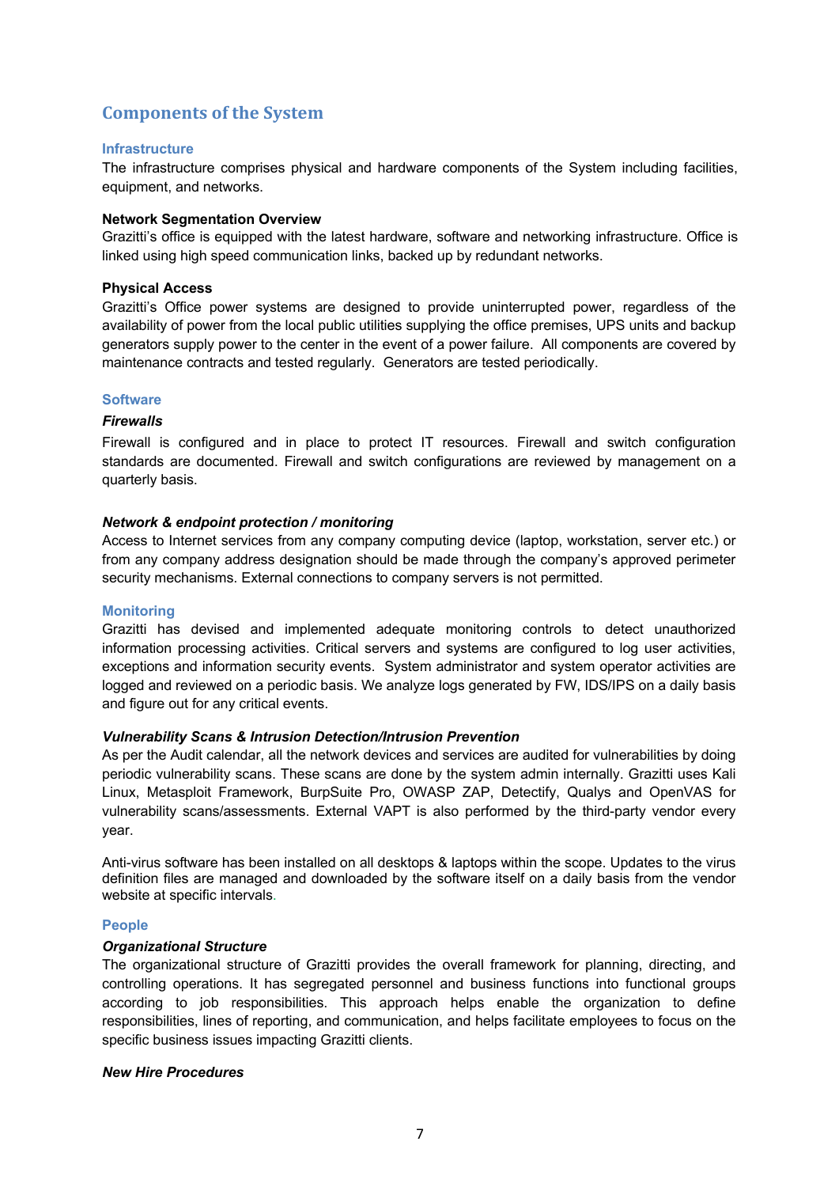## Components of the System

### Infrastructure

The infrastructure comprises physical and hardware components of the System including facilities, equipment, and networks.

**Network Segmentation Overview**

Grazitti's office is equipped with the latest hardware, software and networking infrastructure. Office is linked using high speed communication links, backed up by redundant networks.

**Physical Access**

Grazitti's Office power systems are designed to provide uninterrupted power, regardless of the availability of power from the local public utilities supplying the office premises, UPS units and backup generators supply power to the center in the event of a power failure. All components are covered by maintenance contracts and tested regularly. Generators are tested periodically.

### Software

***Firewalls***

Firewall is configured and in place to protect IT resources. Firewall and switch configuration standards are documented. Firewall and switch configurations are reviewed by management on a quarterly basis.

***Network & endpoint protection / monitoring***

Access to Internet services from any company computing device (laptop, workstation, server etc.) or from any company address designation should be made through the company's approved perimeter security mechanisms. External connections to company servers is not permitted.

### Monitoring

Grazitti has devised and implemented adequate monitoring controls to detect unauthorized information processing activities. Critical servers and systems are configured to log user activities, exceptions and information security events. System administrator and system operator activities are logged and reviewed on a periodic basis. We analyze logs generated by FW, IDS/IPS on a daily basis and figure out for any critical events.

***Vulnerability Scans & Intrusion Detection/Intrusion Prevention***

As per the Audit calendar, all the network devices and services are audited for vulnerabilities by doing periodic vulnerability scans. These scans are done by the system admin internally. Grazitti uses Kali Linux, Metasploit Framework, BurpSuite Pro, OWASP ZAP, Detectify, Qualys and OpenVAS for vulnerability scans/assessments. External VAPT is also performed by the third-party vendor every year.

Anti-virus software has been installed on all desktops & laptops within the scope. Updates to the virus definition files are managed and downloaded by the software itself on a daily basis from the vendor website at specific intervals.

### People

***Organizational Structure***

The organizational structure of Grazitti provides the overall framework for planning, directing, and controlling operations. It has segregated personnel and business functions into functional groups according to job responsibilities. This approach helps enable the organization to define responsibilities, lines of reporting, and communication, and helps facilitate employees to focus on the specific business issues impacting Grazitti clients.

***New Hire Procedures***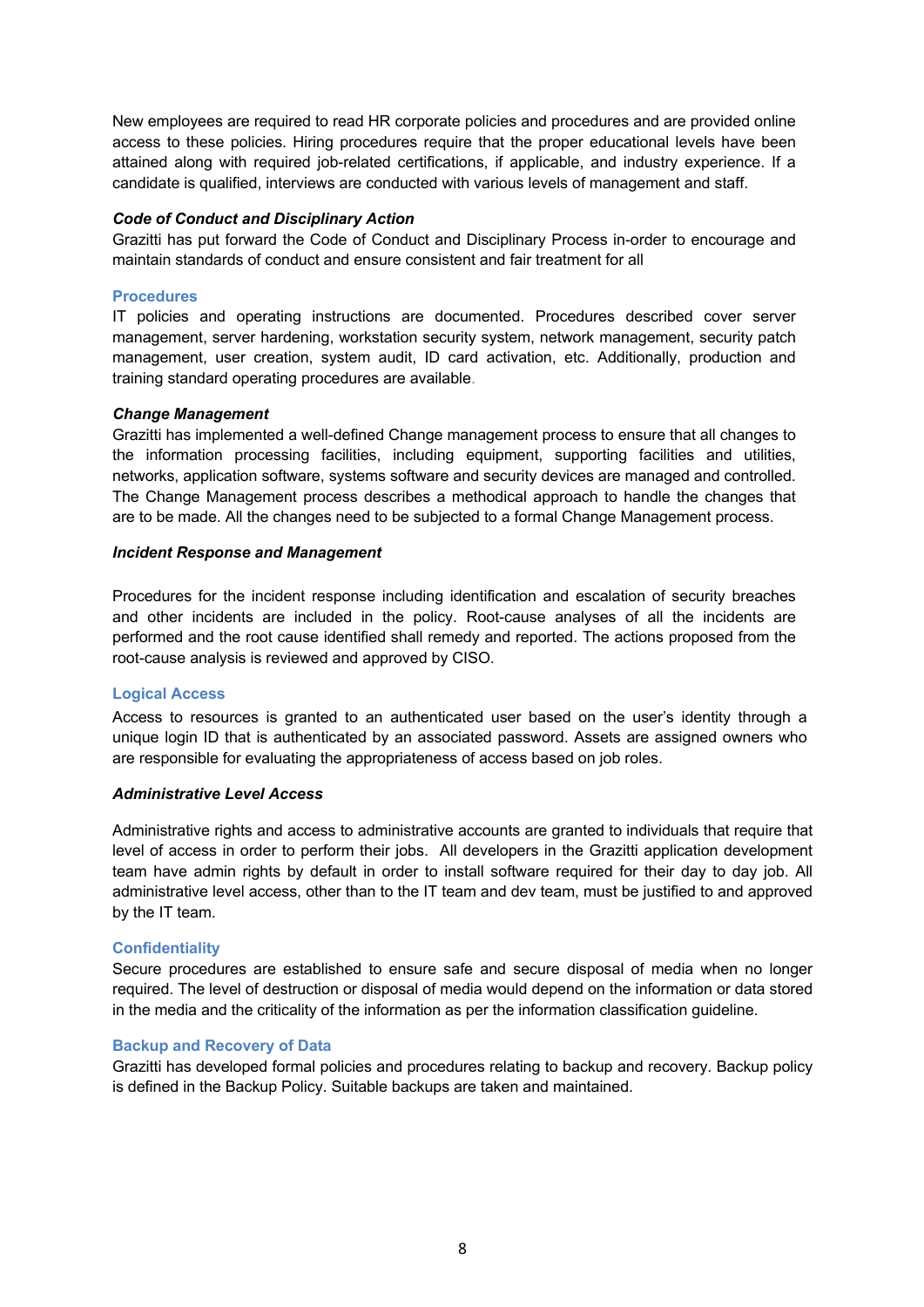New employees are required to read HR corporate policies and procedures and are provided online access to these policies. Hiring procedures require that the proper educational levels have been attained along with required job-related certifications, if applicable, and industry experience. If a candidate is qualified, interviews are conducted with various levels of management and staff.

***Code of Conduct and Disciplinary Action***

Grazitti has put forward the Code of Conduct and Disciplinary Process in-order to encourage and maintain standards of conduct and ensure consistent and fair treatment for all

### Procedures

IT policies and operating instructions are documented. Procedures described cover server management, server hardening, workstation security system, network management, security patch management, user creation, system audit, ID card activation, etc. Additionally, production and training standard operating procedures are available.

***Change Management***

Grazitti has implemented a well-defined Change management process to ensure that all changes to the information processing facilities, including equipment, supporting facilities and utilities, networks, application software, systems software and security devices are managed and controlled. The Change Management process describes a methodical approach to handle the changes that are to be made. All the changes need to be subjected to a formal Change Management process.

***Incident Response and Management***

Procedures for the incident response including identification and escalation of security breaches and other incidents are included in the policy. Root-cause analyses of all the incidents are performed and the root cause identified shall remedy and reported. The actions proposed from the root-cause analysis is reviewed and approved by CISO.

### Logical Access

Access to resources is granted to an authenticated user based on the user's identity through a unique login ID that is authenticated by an associated password. Assets are assigned owners who are responsible for evaluating the appropriateness of access based on job roles.

***Administrative Level Access***

Administrative rights and access to administrative accounts are granted to individuals that require that level of access in order to perform their jobs. All developers in the Grazitti application development team have admin rights by default in order to install software required for their day to day job. All administrative level access, other than to the IT team and dev team, must be justified to and approved by the IT team.

### Confidentiality

Secure procedures are established to ensure safe and secure disposal of media when no longer required. The level of destruction or disposal of media would depend on the information or data stored in the media and the criticality of the information as per the information classification guideline.

### Backup and Recovery of Data

Grazitti has developed formal policies and procedures relating to backup and recovery. Backup policy is defined in the Backup Policy. Suitable backups are taken and maintained.